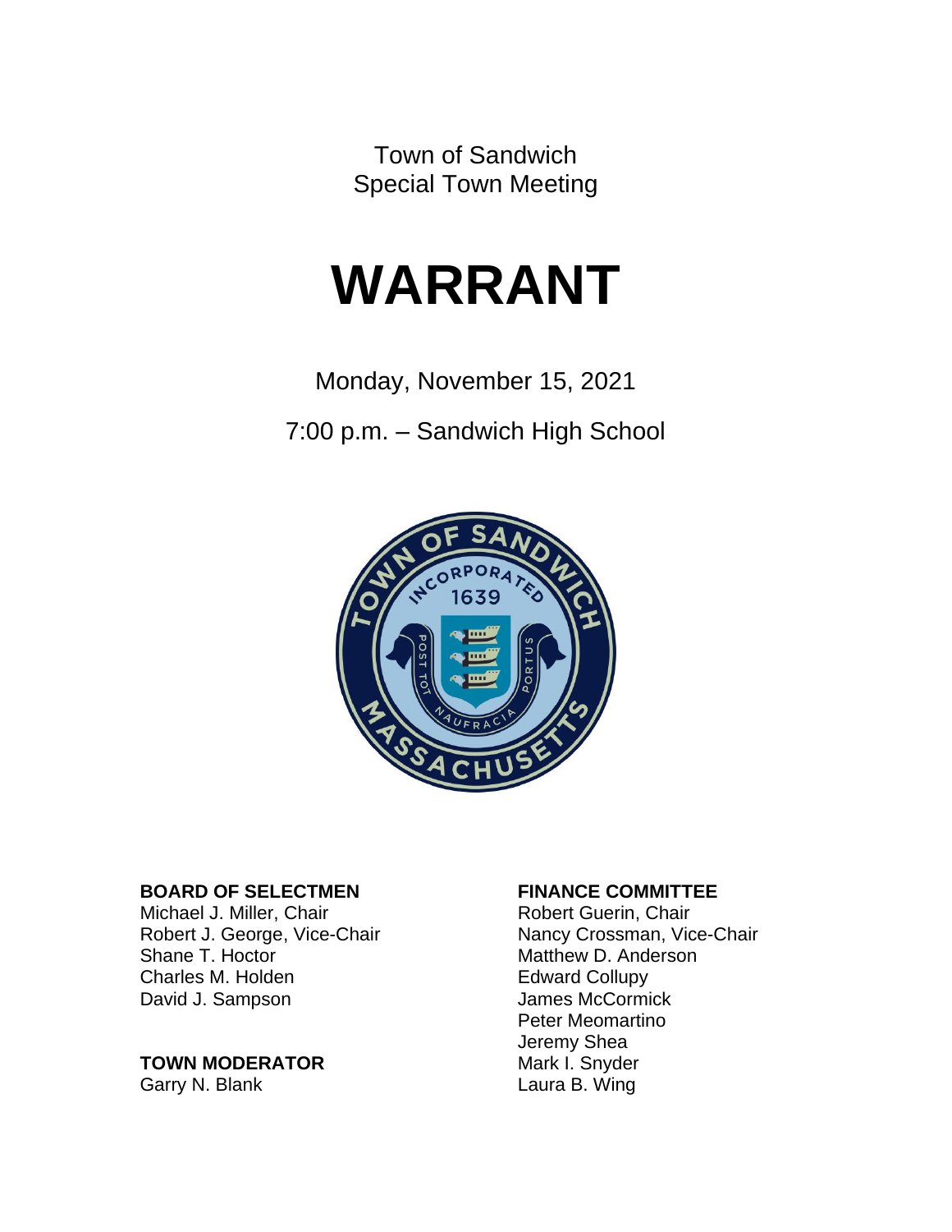Town of Sandwich
Special Town Meeting

# WARRANT

Monday, November 15, 2021

7:00 p.m. – Sandwich High School

**BOARD OF SELECTMEN**
Michael J. Miller, Chair
Robert J. George, Vice-Chair
Shane T. Hoctor
Charles M. Holden
David J. Sampson

**TOWN MODERATOR**
Garry N. Blank

**FINANCE COMMITTEE**
Robert Guerin, Chair
Nancy Crossman, Vice-Chair
Matthew D. Anderson
Edward Collupy
James McCormick
Peter Meomartino
Jeremy Shea
Mark I. Snyder
Laura B. Wing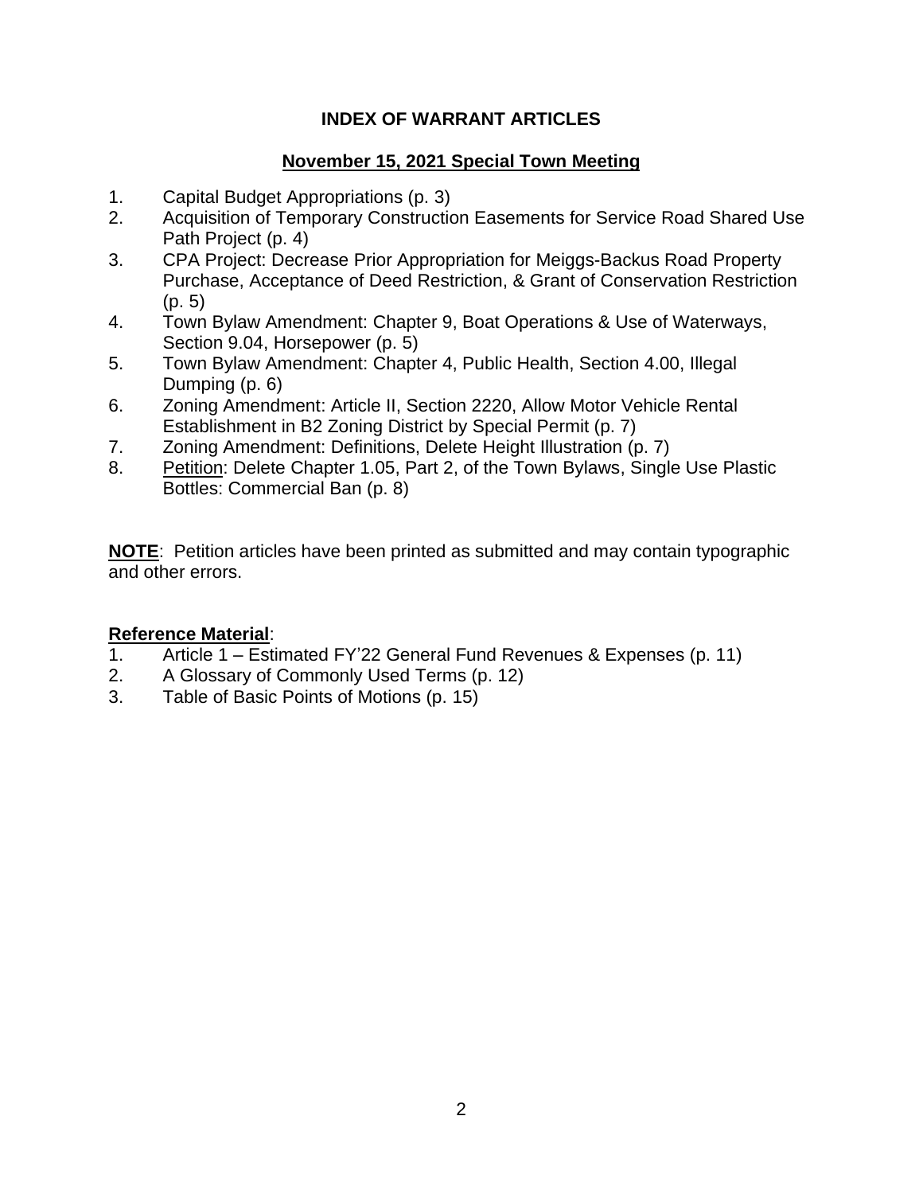# INDEX OF WARRANT ARTICLES

## November 15, 2021 Special Town Meeting

1. Capital Budget Appropriations (p. 3)
2. Acquisition of Temporary Construction Easements for Service Road Shared Use Path Project (p. 4)
3. CPA Project: Decrease Prior Appropriation for Meiggs-Backus Road Property Purchase, Acceptance of Deed Restriction, & Grant of Conservation Restriction (p. 5)
4. Town Bylaw Amendment: Chapter 9, Boat Operations & Use of Waterways, Section 9.04, Horsepower (p. 5)
5. Town Bylaw Amendment: Chapter 4, Public Health, Section 4.00, Illegal Dumping (p. 6)
6. Zoning Amendment: Article II, Section 2220, Allow Motor Vehicle Rental Establishment in B2 Zoning District by Special Permit (p. 7)
7. Zoning Amendment: Definitions, Delete Height Illustration (p. 7)
8. <u>Petition</u>: Delete Chapter 1.05, Part 2, of the Town Bylaws, Single Use Plastic Bottles: Commercial Ban (p. 8)

<u>**NOTE**</u>: Petition articles have been printed as submitted and may contain typographic and other errors.

<u>**Reference Material**</u>:

1. Article 1 – Estimated FY'22 General Fund Revenues & Expenses (p. 11)
2. A Glossary of Commonly Used Terms (p. 12)
3. Table of Basic Points of Motions (p. 15)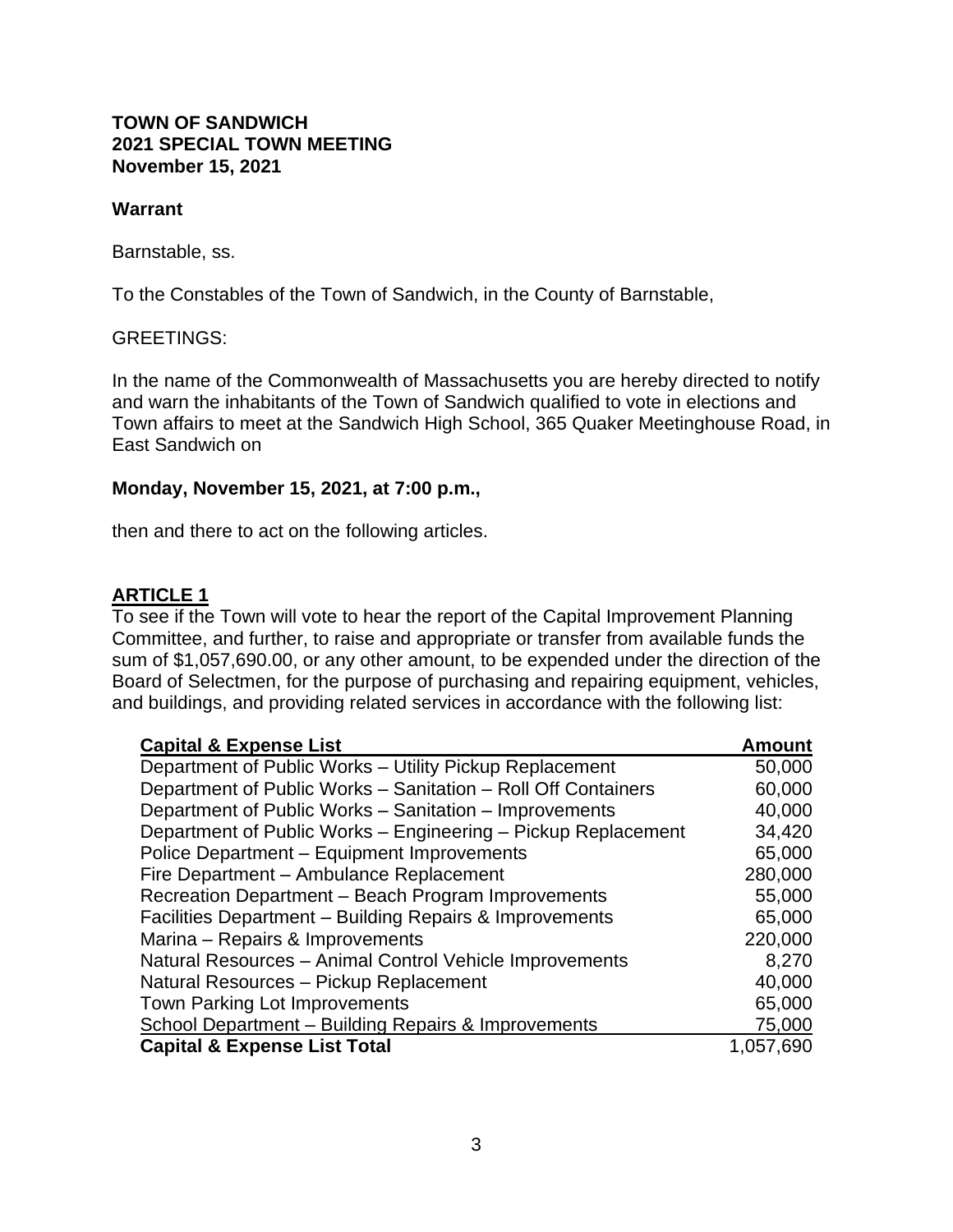**TOWN OF SANDWICH**
**2021 SPECIAL TOWN MEETING**
**November 15, 2021**

## Warrant

Barnstable, ss.

To the Constables of the Town of Sandwich, in the County of Barnstable,

GREETINGS:

In the name of the Commonwealth of Massachusetts you are hereby directed to notify and warn the inhabitants of the Town of Sandwich qualified to vote in elections and Town affairs to meet at the Sandwich High School, 365 Quaker Meetinghouse Road, in East Sandwich on

**Monday, November 15, 2021, at 7:00 p.m.,**

then and there to act on the following articles.

## ARTICLE 1

To see if the Town will vote to hear the report of the Capital Improvement Planning Committee, and further, to raise and appropriate or transfer from available funds the sum of $1,057,690.00, or any other amount, to be expended under the direction of the Board of Selectmen, for the purpose of purchasing and repairing equipment, vehicles, and buildings, and providing related services in accordance with the following list:

| Capital & Expense List | Amount |
|---|---:|
| Department of Public Works – Utility Pickup Replacement | 50,000 |
| Department of Public Works – Sanitation – Roll Off Containers | 60,000 |
| Department of Public Works – Sanitation – Improvements | 40,000 |
| Department of Public Works – Engineering – Pickup Replacement | 34,420 |
| Police Department – Equipment Improvements | 65,000 |
| Fire Department – Ambulance Replacement | 280,000 |
| Recreation Department – Beach Program Improvements | 55,000 |
| Facilities Department – Building Repairs & Improvements | 65,000 |
| Marina – Repairs & Improvements | 220,000 |
| Natural Resources – Animal Control Vehicle Improvements | 8,270 |
| Natural Resources – Pickup Replacement | 40,000 |
| Town Parking Lot Improvements | 65,000 |
| School Department – Building Repairs & Improvements | 75,000 |
| **Capital & Expense List Total** | 1,057,690 |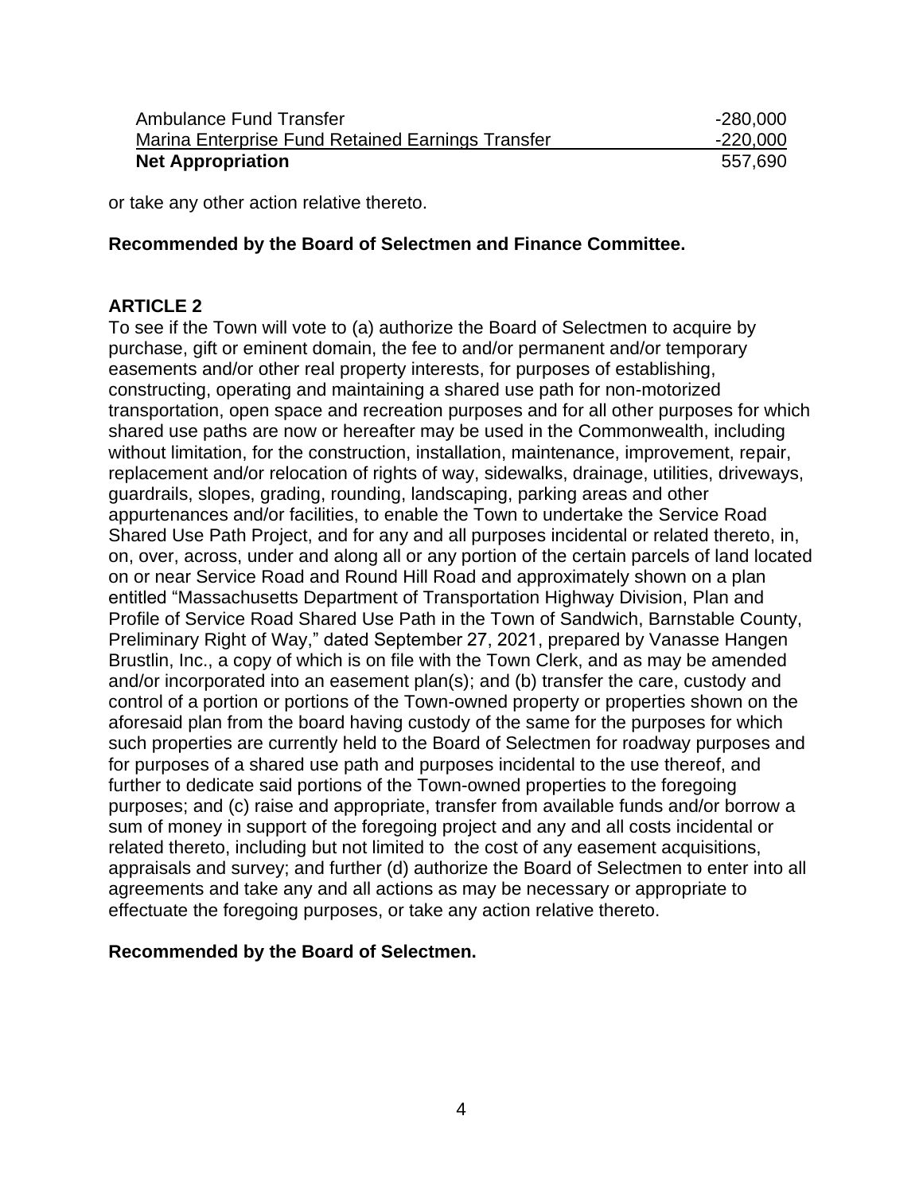| | |
|---|---|
| Ambulance Fund Transfer | -280,000 |
| Marina Enterprise Fund Retained Earnings Transfer | -220,000 |
| **Net Appropriation** | 557,690 |

or take any other action relative thereto.

**Recommended by the Board of Selectmen and Finance Committee.**

## ARTICLE 2

To see if the Town will vote to (a) authorize the Board of Selectmen to acquire by purchase, gift or eminent domain, the fee to and/or permanent and/or temporary easements and/or other real property interests, for purposes of establishing, constructing, operating and maintaining a shared use path for non-motorized transportation, open space and recreation purposes and for all other purposes for which shared use paths are now or hereafter may be used in the Commonwealth, including without limitation, for the construction, installation, maintenance, improvement, repair, replacement and/or relocation of rights of way, sidewalks, drainage, utilities, driveways, guardrails, slopes, grading, rounding, landscaping, parking areas and other appurtenances and/or facilities, to enable the Town to undertake the Service Road Shared Use Path Project, and for any and all purposes incidental or related thereto, in, on, over, across, under and along all or any portion of the certain parcels of land located on or near Service Road and Round Hill Road and approximately shown on a plan entitled "Massachusetts Department of Transportation Highway Division, Plan and Profile of Service Road Shared Use Path in the Town of Sandwich, Barnstable County, Preliminary Right of Way," dated September 27, 2021, prepared by Vanasse Hangen Brustlin, Inc., a copy of which is on file with the Town Clerk, and as may be amended and/or incorporated into an easement plan(s); and (b) transfer the care, custody and control of a portion or portions of the Town-owned property or properties shown on the aforesaid plan from the board having custody of the same for the purposes for which such properties are currently held to the Board of Selectmen for roadway purposes and for purposes of a shared use path and purposes incidental to the use thereof, and further to dedicate said portions of the Town-owned properties to the foregoing purposes; and (c) raise and appropriate, transfer from available funds and/or borrow a sum of money in support of the foregoing project and any and all costs incidental or related thereto, including but not limited to the cost of any easement acquisitions, appraisals and survey; and further (d) authorize the Board of Selectmen to enter into all agreements and take any and all actions as may be necessary or appropriate to effectuate the foregoing purposes, or take any action relative thereto.

**Recommended by the Board of Selectmen.**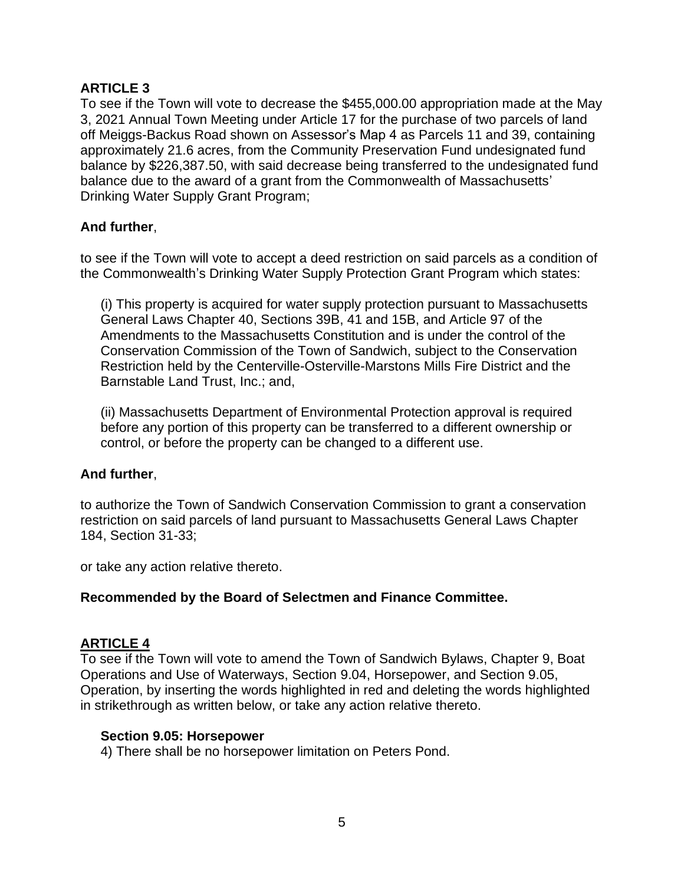## ARTICLE 3

To see if the Town will vote to decrease the $455,000.00 appropriation made at the May 3, 2021 Annual Town Meeting under Article 17 for the purchase of two parcels of land off Meiggs-Backus Road shown on Assessor's Map 4 as Parcels 11 and 39, containing approximately 21.6 acres, from the Community Preservation Fund undesignated fund balance by $226,387.50, with said decrease being transferred to the undesignated fund balance due to the award of a grant from the Commonwealth of Massachusetts' Drinking Water Supply Grant Program;

**And further**,

to see if the Town will vote to accept a deed restriction on said parcels as a condition of the Commonwealth's Drinking Water Supply Protection Grant Program which states:

> (i) This property is acquired for water supply protection pursuant to Massachusetts General Laws Chapter 40, Sections 39B, 41 and 15B, and Article 97 of the Amendments to the Massachusetts Constitution and is under the control of the Conservation Commission of the Town of Sandwich, subject to the Conservation Restriction held by the Centerville-Osterville-Marstons Mills Fire District and the Barnstable Land Trust, Inc.; and,
>
> (ii) Massachusetts Department of Environmental Protection approval is required before any portion of this property can be transferred to a different ownership or control, or before the property can be changed to a different use.

**And further**,

to authorize the Town of Sandwich Conservation Commission to grant a conservation restriction on said parcels of land pursuant to Massachusetts General Laws Chapter 184, Section 31-33;

or take any action relative thereto.

**Recommended by the Board of Selectmen and Finance Committee.**

## ARTICLE 4

To see if the Town will vote to amend the Town of Sandwich Bylaws, Chapter 9, Boat Operations and Use of Waterways, Section 9.04, Horsepower, and Section 9.05, Operation, by inserting the words highlighted in red and deleting the words highlighted in strikethrough as written below, or take any action relative thereto.

**Section 9.05: Horsepower**

4) There shall be no horsepower limitation on Peters Pond.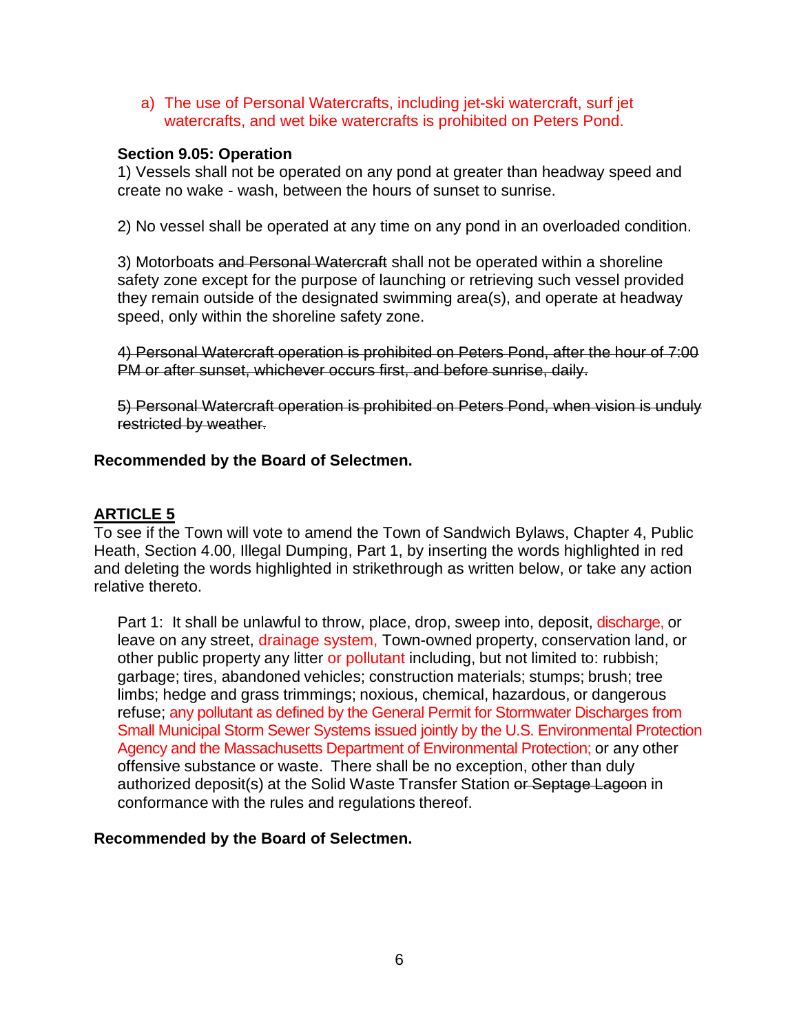a) The use of Personal Watercrafts, including jet-ski watercraft, surf jet watercrafts, and wet bike watercrafts is prohibited on Peters Pond.

**Section 9.05: Operation**
1) Vessels shall not be operated on any pond at greater than headway speed and create no wake - wash, between the hours of sunset to sunrise.

2) No vessel shall be operated at any time on any pond in an overloaded condition.

3) Motorboats ~~and Personal Watercraft~~ shall not be operated within a shoreline safety zone except for the purpose of launching or retrieving such vessel provided they remain outside of the designated swimming area(s), and operate at headway speed, only within the shoreline safety zone.

~~4) Personal Watercraft operation is prohibited on Peters Pond, after the hour of 7:00 PM or after sunset, whichever occurs first, and before sunrise, daily.~~

~~5) Personal Watercraft operation is prohibited on Peters Pond, when vision is unduly restricted by weather.~~

**Recommended by the Board of Selectmen.**

## ARTICLE 5

To see if the Town will vote to amend the Town of Sandwich Bylaws, Chapter 4, Public Heath, Section 4.00, Illegal Dumping, Part 1, by inserting the words highlighted in red and deleting the words highlighted in strikethrough as written below, or take any action relative thereto.

Part 1: It shall be unlawful to throw, place, drop, sweep into, deposit, discharge, or leave on any street, drainage system, Town-owned property, conservation land, or other public property any litter or pollutant including, but not limited to: rubbish; garbage; tires, abandoned vehicles; construction materials; stumps; brush; tree limbs; hedge and grass trimmings; noxious, chemical, hazardous, or dangerous refuse; any pollutant as defined by the General Permit for Stormwater Discharges from Small Municipal Storm Sewer Systems issued jointly by the U.S. Environmental Protection Agency and the Massachusetts Department of Environmental Protection; or any other offensive substance or waste. There shall be no exception, other than duly authorized deposit(s) at the Solid Waste Transfer Station ~~or Septage Lagoon~~ in conformance with the rules and regulations thereof.

**Recommended by the Board of Selectmen.**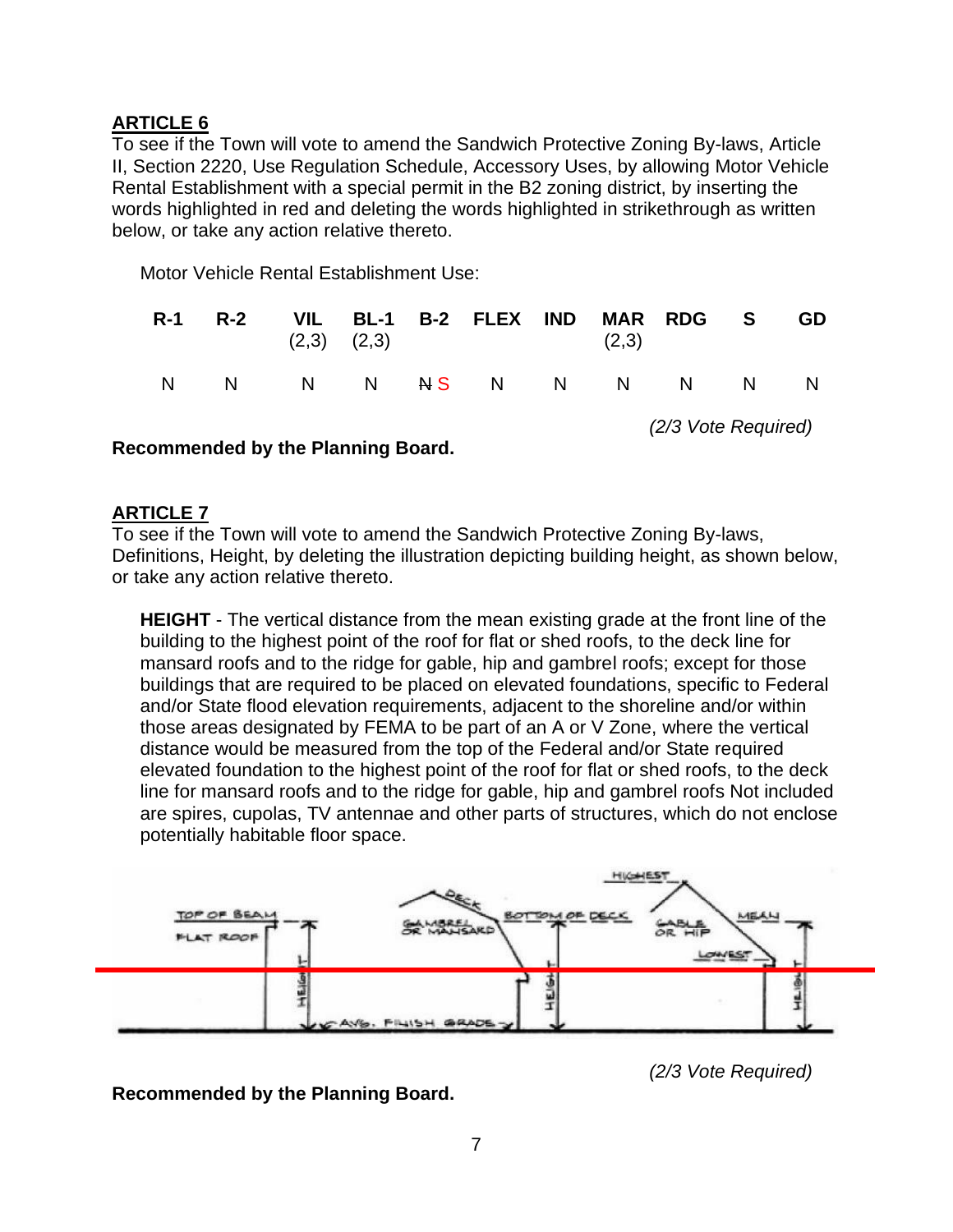## ARTICLE 6

To see if the Town will vote to amend the Sandwich Protective Zoning By-laws, Article II, Section 2220, Use Regulation Schedule, Accessory Uses, by allowing Motor Vehicle Rental Establishment with a special permit in the B2 zoning district, by inserting the words highlighted in red and deleting the words highlighted in strikethrough as written below, or take any action relative thereto.

Motor Vehicle Rental Establishment Use:

| R-1 | R-2 | VIL (2,3) | BL-1 (2,3) | B-2 | FLEX | IND | MAR (2,3) | RDG | S | GD |
|---|---|---|---|---|---|---|---|---|---|---|
| N | N | N | N | ~~N~~ S | N | N | N | N | N | N |

*(2/3 Vote Required)*

**Recommended by the Planning Board.**

## ARTICLE 7

To see if the Town will vote to amend the Sandwich Protective Zoning By-laws, Definitions, Height, by deleting the illustration depicting building height, as shown below, or take any action relative thereto.

**HEIGHT** - The vertical distance from the mean existing grade at the front line of the building to the highest point of the roof for flat or shed roofs, to the deck line for mansard roofs and to the ridge for gable, hip and gambrel roofs; except for those buildings that are required to be placed on elevated foundations, specific to Federal and/or State flood elevation requirements, adjacent to the shoreline and/or within those areas designated by FEMA to be part of an A or V Zone, where the vertical distance would be measured from the top of the Federal and/or State required elevated foundation to the highest point of the roof for flat or shed roofs, to the deck line for mansard roofs and to the ridge for gable, hip and gambrel roofs Not included are spires, cupolas, TV antennae and other parts of structures, which do not enclose potentially habitable floor space.

*(2/3 Vote Required)*

**Recommended by the Planning Board.**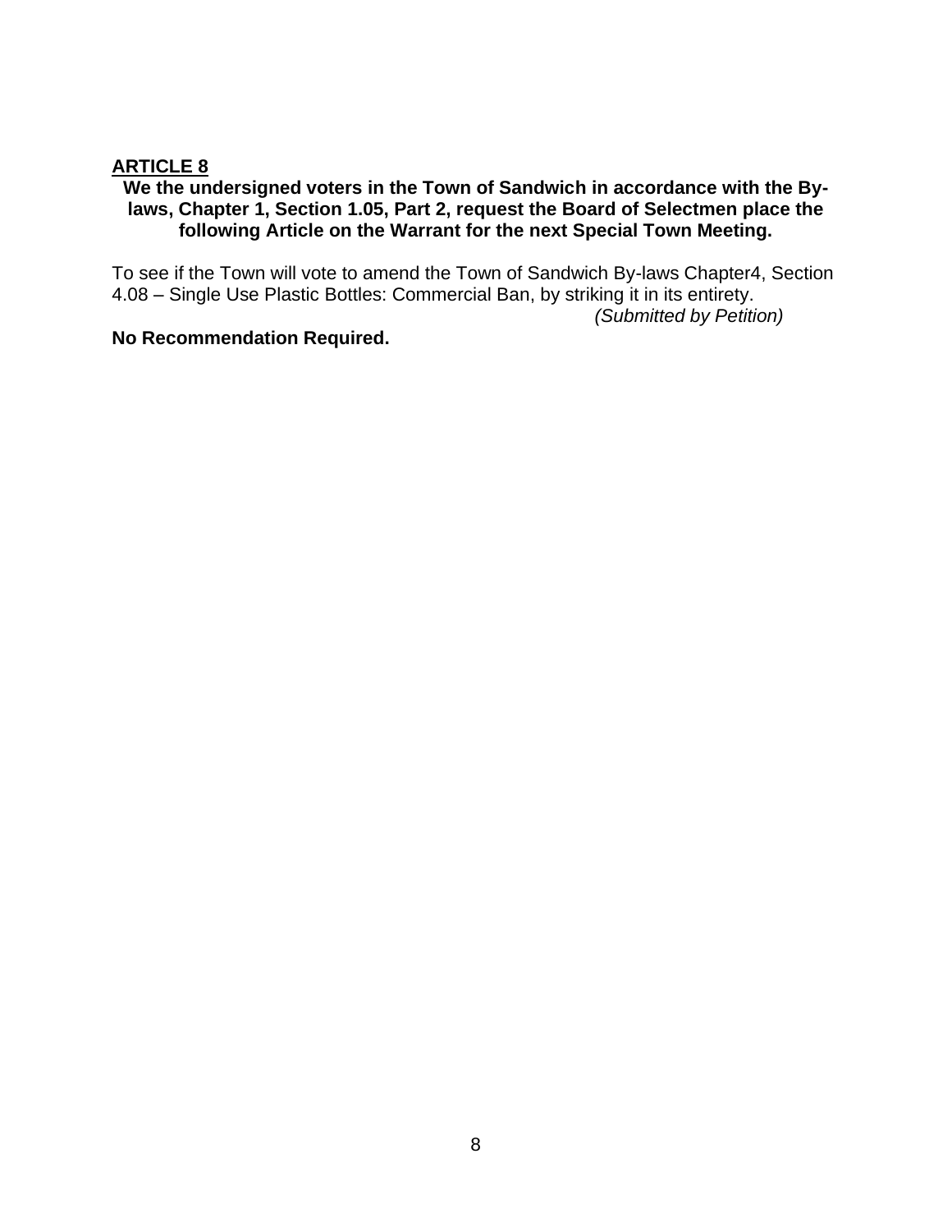## ARTICLE 8

**We the undersigned voters in the Town of Sandwich in accordance with the By-laws, Chapter 1, Section 1.05, Part 2, request the Board of Selectmen place the following Article on the Warrant for the next Special Town Meeting.**

To see if the Town will vote to amend the Town of Sandwich By-laws Chapter4, Section 4.08 – Single Use Plastic Bottles: Commercial Ban, by striking it in its entirety.

*(Submitted by Petition)*

**No Recommendation Required.**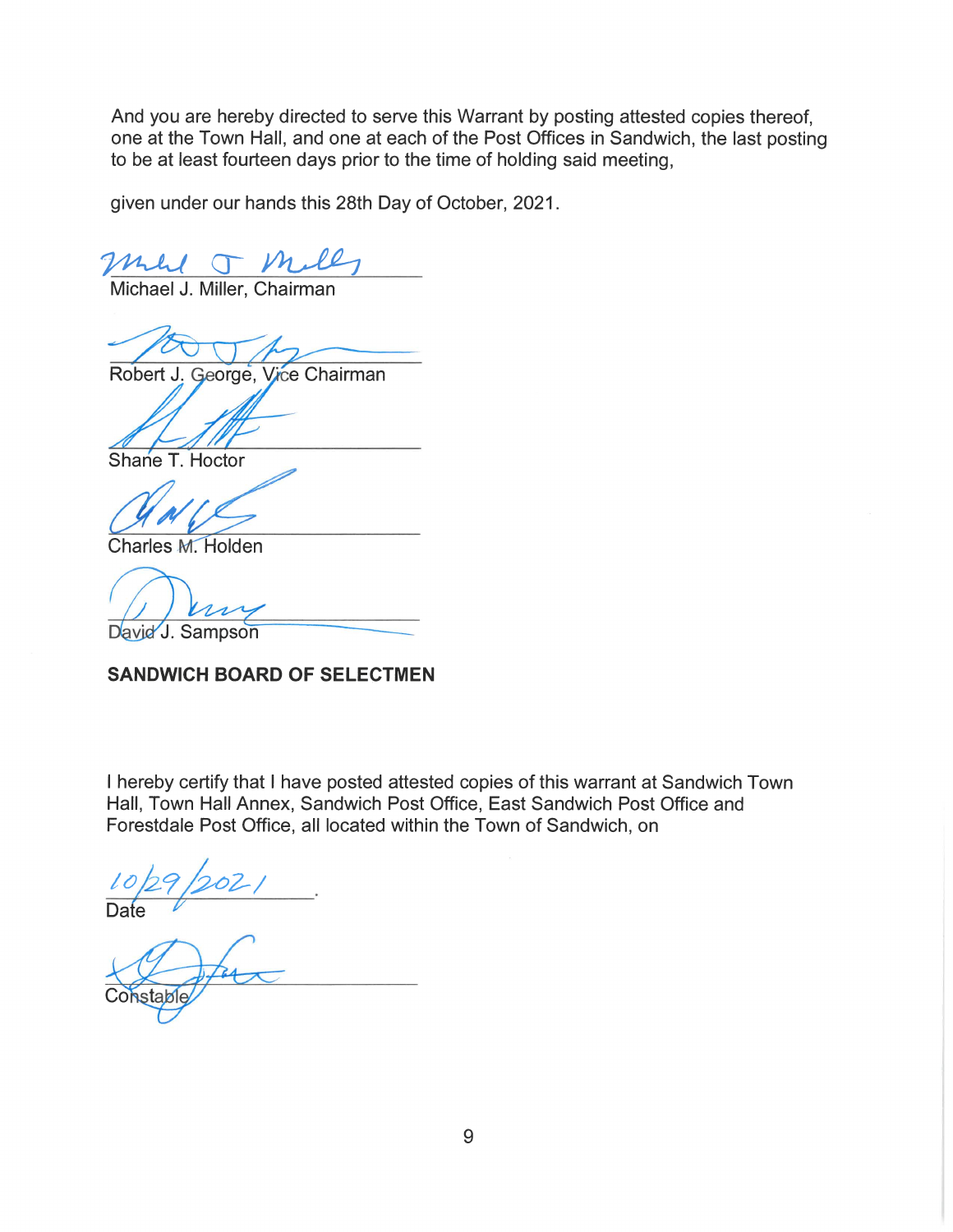And you are hereby directed to serve this Warrant by posting attested copies thereof, one at the Town Hall, and one at each of the Post Offices in Sandwich, the last posting to be at least fourteen days prior to the time of holding said meeting,

given under our hands this 28th Day of October, 2021.

Michael J. Miller, Chairman

Robert J. George, Vice Chairman

Shane T. Hoctor

Charles M. Holden

David J. Sampson

**SANDWICH BOARD OF SELECTMEN**

I hereby certify that I have posted attested copies of this warrant at Sandwich Town Hall, Town Hall Annex, Sandwich Post Office, East Sandwich Post Office and Forestdale Post Office, all located within the Town of Sandwich, on

10/29/2021.
Date

Constable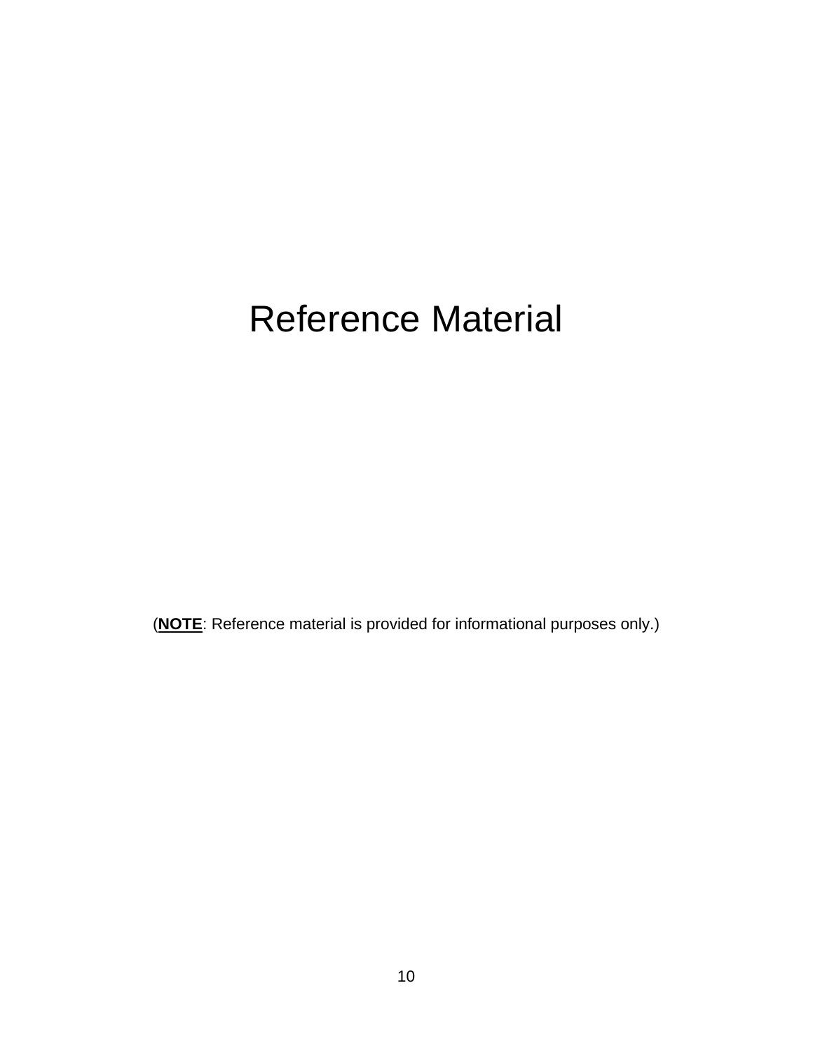# Reference Material

(**NOTE**: Reference material is provided for informational purposes only.)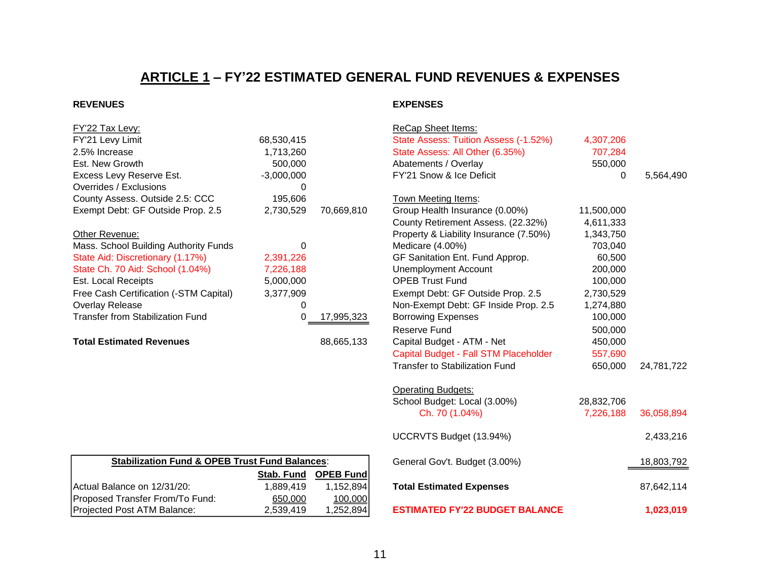# ARTICLE 1 – FY'22 ESTIMATED GENERAL FUND REVENUES & EXPENSES

## REVENUES

| | | |
|---|---|---|
| FY'22 Tax Levy: | | |
| FY'21 Levy Limit | 68,530,415 | |
| 2.5% Increase | 1,713,260 | |
| Est. New Growth | 500,000 | |
| Excess Levy Reserve Est. | -3,000,000 | |
| Overrides / Exclusions | 0 | |
| County Assess. Outside 2.5: CCC | 195,606 | |
| Exempt Debt: GF Outside Prop. 2.5 | 2,730,529 | 70,669,810 |
| | | |
| Other Revenue: | | |
| Mass. School Building Authority Funds | 0 | |
| State Aid: Discretionary (1.17%) | 2,391,226 | |
| State Ch. 70 Aid: School (1.04%) | 7,226,188 | |
| Est. Local Receipts | 5,000,000 | |
| Free Cash Certification (-STM Capital) | 3,377,909 | |
| Overlay Release | 0 | |
| Transfer from Stabilization Fund | 0 | 17,995,323 |
| | | |
| **Total Estimated Revenues** | | 88,665,133 |

| Stabilization Fund & OPEB Trust Fund Balances: | Stab. Fund | OPEB Fund |
|---|---|---|
| Actual Balance on 12/31/20: | 1,889,419 | 1,152,894 |
| Proposed Transfer From/To Fund: | 650,000 | 100,000 |
| Projected Post ATM Balance: | 2,539,419 | 1,252,894 |

## EXPENSES

| | | |
|---|---|---|
| ReCap Sheet Items: | | |
| State Assess: Tuition Assess (-1.52%) | 4,307,206 | |
| State Assess: All Other (6.35%) | 707,284 | |
| Abatements / Overlay | 550,000 | |
| FY'21 Snow & Ice Deficit | 0 | 5,564,490 |
| | | |
| Town Meeting Items: | | |
| Group Health Insurance (0.00%) | 11,500,000 | |
| County Retirement Assess. (22.32%) | 4,611,333 | |
| Property & Liability Insurance (7.50%) | 1,343,750 | |
| Medicare (4.00%) | 703,040 | |
| GF Sanitation Ent. Fund Approp. | 60,500 | |
| Unemployment Account | 200,000 | |
| OPEB Trust Fund | 100,000 | |
| Exempt Debt: GF Outside Prop. 2.5 | 2,730,529 | |
| Non-Exempt Debt: GF Inside Prop. 2.5 | 1,274,880 | |
| Borrowing Expenses | 100,000 | |
| Reserve Fund | 500,000 | |
| Capital Budget - ATM - Net | 450,000 | |
| Capital Budget - Fall STM Placeholder | 557,690 | |
| Transfer to Stabilization Fund | 650,000 | 24,781,722 |
| | | |
| Operating Budgets: | | |
| School Budget: Local (3.00%) | 28,832,706 | |
| Ch. 70 (1.04%) | 7,226,188 | 36,058,894 |
| | | |
| UCCRVTS Budget (13.94%) | | 2,433,216 |
| | | |
| General Gov't. Budget (3.00%) | | 18,803,792 |
| | | |
| **Total Estimated Expenses** | | 87,642,114 |
| | | |
| **ESTIMATED FY'22 BUDGET BALANCE** | | **1,023,019** |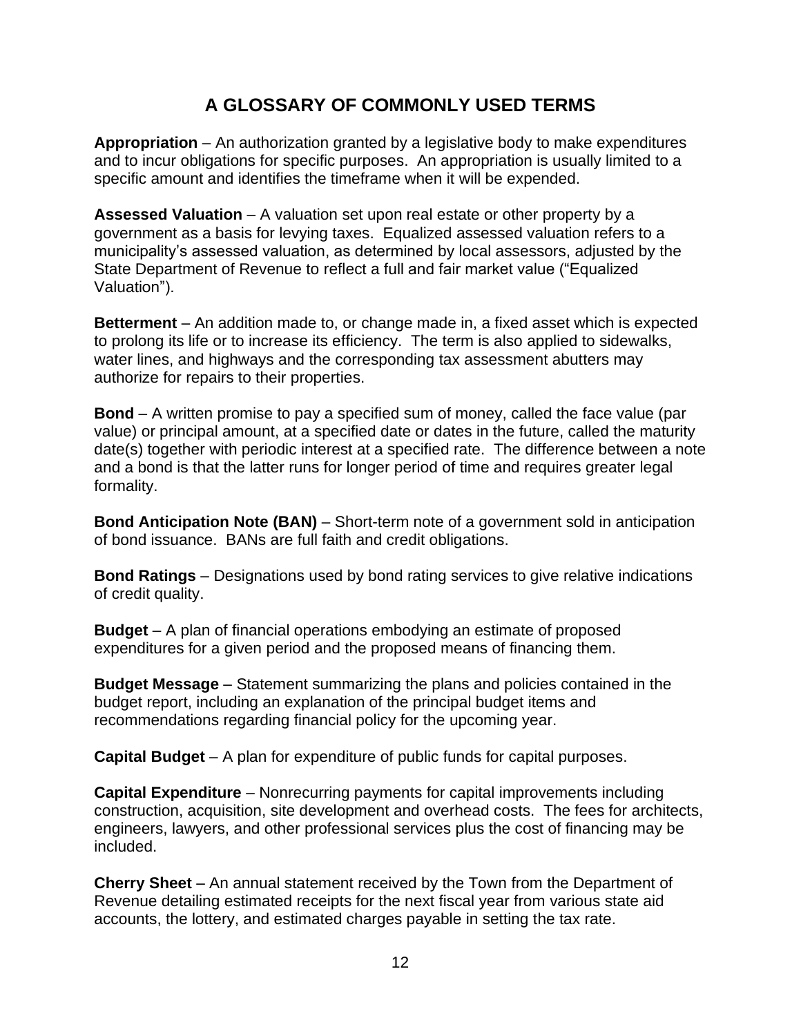# A GLOSSARY OF COMMONLY USED TERMS

**Appropriation** – An authorization granted by a legislative body to make expenditures and to incur obligations for specific purposes. An appropriation is usually limited to a specific amount and identifies the timeframe when it will be expended.

**Assessed Valuation** – A valuation set upon real estate or other property by a government as a basis for levying taxes. Equalized assessed valuation refers to a municipality's assessed valuation, as determined by local assessors, adjusted by the State Department of Revenue to reflect a full and fair market value ("Equalized Valuation").

**Betterment** – An addition made to, or change made in, a fixed asset which is expected to prolong its life or to increase its efficiency. The term is also applied to sidewalks, water lines, and highways and the corresponding tax assessment abutters may authorize for repairs to their properties.

**Bond** – A written promise to pay a specified sum of money, called the face value (par value) or principal amount, at a specified date or dates in the future, called the maturity date(s) together with periodic interest at a specified rate. The difference between a note and a bond is that the latter runs for longer period of time and requires greater legal formality.

**Bond Anticipation Note (BAN)** – Short-term note of a government sold in anticipation of bond issuance. BANs are full faith and credit obligations.

**Bond Ratings** – Designations used by bond rating services to give relative indications of credit quality.

**Budget** – A plan of financial operations embodying an estimate of proposed expenditures for a given period and the proposed means of financing them.

**Budget Message** – Statement summarizing the plans and policies contained in the budget report, including an explanation of the principal budget items and recommendations regarding financial policy for the upcoming year.

**Capital Budget** – A plan for expenditure of public funds for capital purposes.

**Capital Expenditure** – Nonrecurring payments for capital improvements including construction, acquisition, site development and overhead costs. The fees for architects, engineers, lawyers, and other professional services plus the cost of financing may be included.

**Cherry Sheet** – An annual statement received by the Town from the Department of Revenue detailing estimated receipts for the next fiscal year from various state aid accounts, the lottery, and estimated charges payable in setting the tax rate.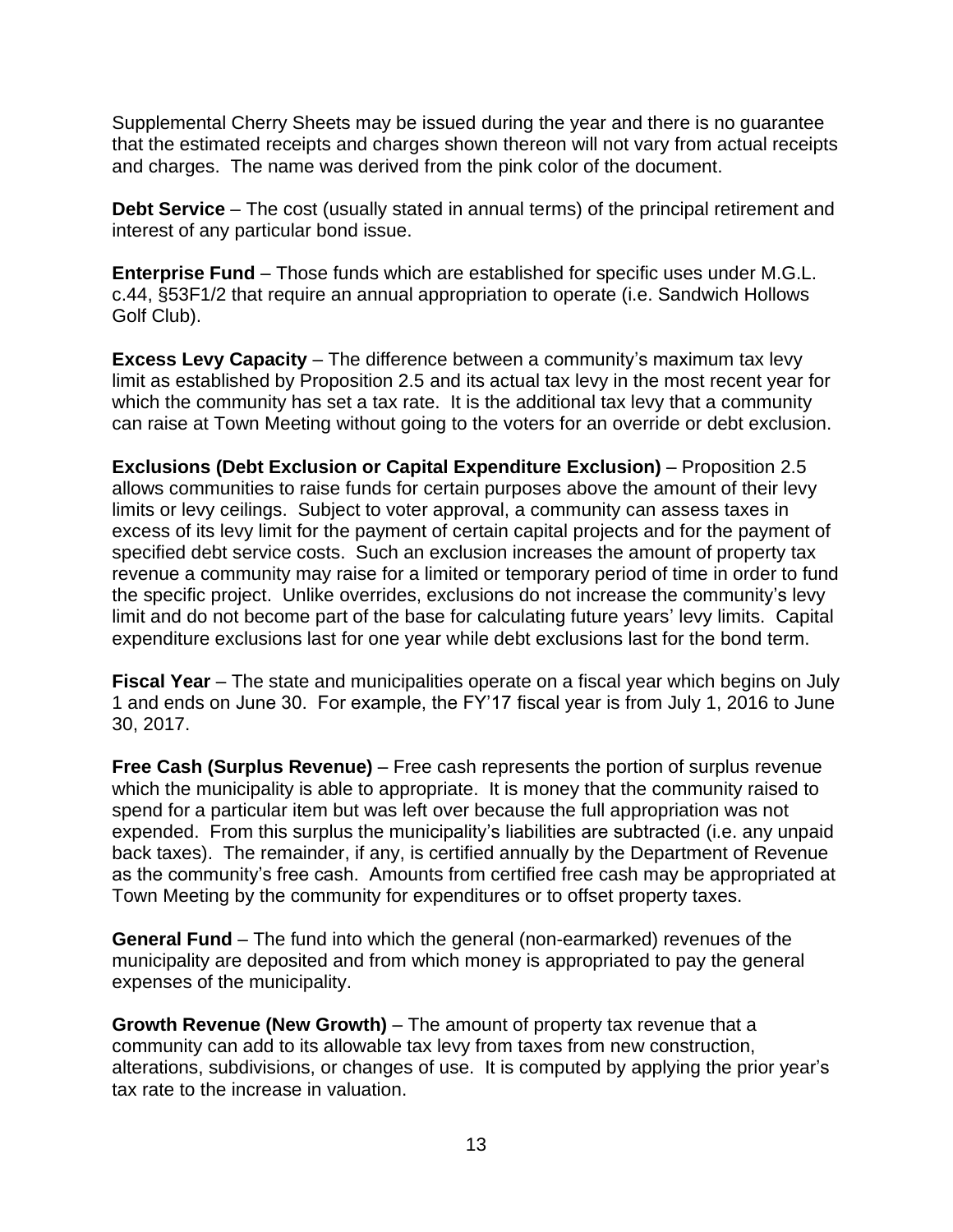Supplemental Cherry Sheets may be issued during the year and there is no guarantee that the estimated receipts and charges shown thereon will not vary from actual receipts and charges. The name was derived from the pink color of the document.

**Debt Service** – The cost (usually stated in annual terms) of the principal retirement and interest of any particular bond issue.

**Enterprise Fund** – Those funds which are established for specific uses under M.G.L. c.44, §53F1/2 that require an annual appropriation to operate (i.e. Sandwich Hollows Golf Club).

**Excess Levy Capacity** – The difference between a community's maximum tax levy limit as established by Proposition 2.5 and its actual tax levy in the most recent year for which the community has set a tax rate. It is the additional tax levy that a community can raise at Town Meeting without going to the voters for an override or debt exclusion.

**Exclusions (Debt Exclusion or Capital Expenditure Exclusion)** – Proposition 2.5 allows communities to raise funds for certain purposes above the amount of their levy limits or levy ceilings. Subject to voter approval, a community can assess taxes in excess of its levy limit for the payment of certain capital projects and for the payment of specified debt service costs. Such an exclusion increases the amount of property tax revenue a community may raise for a limited or temporary period of time in order to fund the specific project. Unlike overrides, exclusions do not increase the community's levy limit and do not become part of the base for calculating future years' levy limits. Capital expenditure exclusions last for one year while debt exclusions last for the bond term.

**Fiscal Year** – The state and municipalities operate on a fiscal year which begins on July 1 and ends on June 30. For example, the FY'17 fiscal year is from July 1, 2016 to June 30, 2017.

**Free Cash (Surplus Revenue)** – Free cash represents the portion of surplus revenue which the municipality is able to appropriate. It is money that the community raised to spend for a particular item but was left over because the full appropriation was not expended. From this surplus the municipality's liabilities are subtracted (i.e. any unpaid back taxes). The remainder, if any, is certified annually by the Department of Revenue as the community's free cash. Amounts from certified free cash may be appropriated at Town Meeting by the community for expenditures or to offset property taxes.

**General Fund** – The fund into which the general (non-earmarked) revenues of the municipality are deposited and from which money is appropriated to pay the general expenses of the municipality.

**Growth Revenue (New Growth)** – The amount of property tax revenue that a community can add to its allowable tax levy from taxes from new construction, alterations, subdivisions, or changes of use. It is computed by applying the prior year's tax rate to the increase in valuation.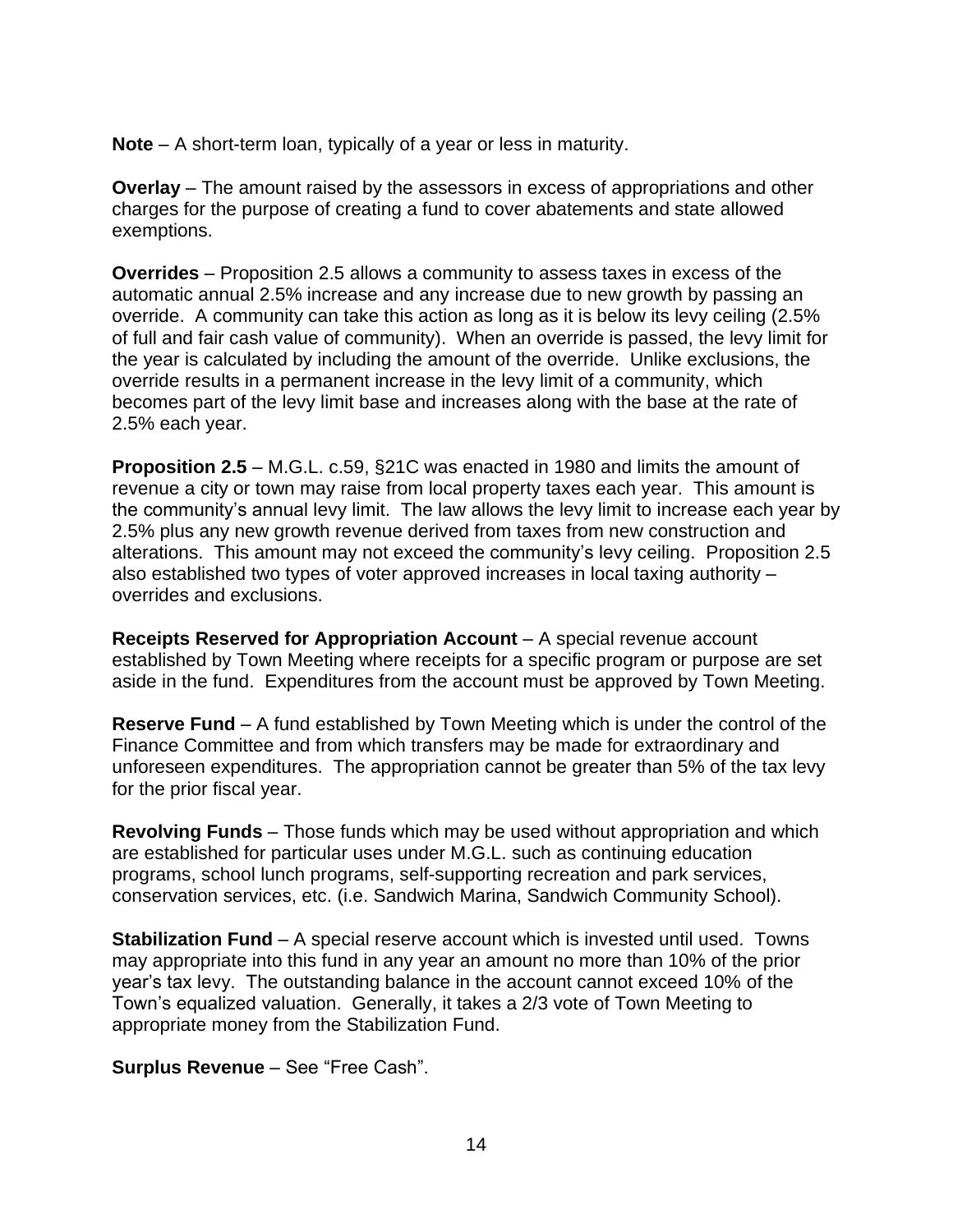**Note** – A short-term loan, typically of a year or less in maturity.

**Overlay** – The amount raised by the assessors in excess of appropriations and other charges for the purpose of creating a fund to cover abatements and state allowed exemptions.

**Overrides** – Proposition 2.5 allows a community to assess taxes in excess of the automatic annual 2.5% increase and any increase due to new growth by passing an override. A community can take this action as long as it is below its levy ceiling (2.5% of full and fair cash value of community). When an override is passed, the levy limit for the year is calculated by including the amount of the override. Unlike exclusions, the override results in a permanent increase in the levy limit of a community, which becomes part of the levy limit base and increases along with the base at the rate of 2.5% each year.

**Proposition 2.5** – M.G.L. c.59, §21C was enacted in 1980 and limits the amount of revenue a city or town may raise from local property taxes each year. This amount is the community's annual levy limit. The law allows the levy limit to increase each year by 2.5% plus any new growth revenue derived from taxes from new construction and alterations. This amount may not exceed the community's levy ceiling. Proposition 2.5 also established two types of voter approved increases in local taxing authority – overrides and exclusions.

**Receipts Reserved for Appropriation Account** – A special revenue account established by Town Meeting where receipts for a specific program or purpose are set aside in the fund. Expenditures from the account must be approved by Town Meeting.

**Reserve Fund** – A fund established by Town Meeting which is under the control of the Finance Committee and from which transfers may be made for extraordinary and unforeseen expenditures. The appropriation cannot be greater than 5% of the tax levy for the prior fiscal year.

**Revolving Funds** – Those funds which may be used without appropriation and which are established for particular uses under M.G.L. such as continuing education programs, school lunch programs, self-supporting recreation and park services, conservation services, etc. (i.e. Sandwich Marina, Sandwich Community School).

**Stabilization Fund** – A special reserve account which is invested until used. Towns may appropriate into this fund in any year an amount no more than 10% of the prior year's tax levy. The outstanding balance in the account cannot exceed 10% of the Town's equalized valuation. Generally, it takes a 2/3 vote of Town Meeting to appropriate money from the Stabilization Fund.

**Surplus Revenue** – See "Free Cash".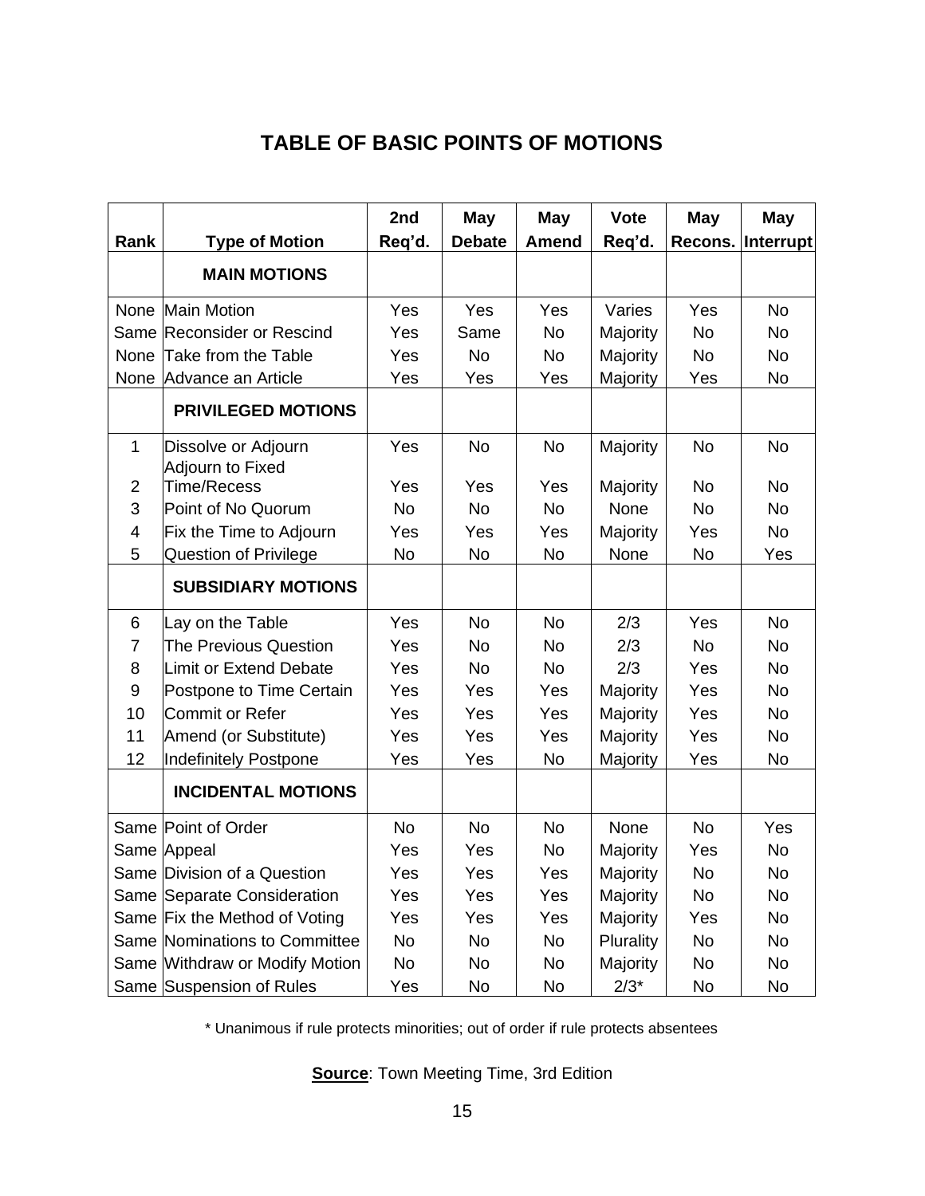# TABLE OF BASIC POINTS OF MOTIONS

| Rank | Type of Motion | 2nd Req'd. | May Debate | May Amend | Vote Req'd. | May Recons. | May Interrupt |
|---|---|---|---|---|---|---|---|
| | **MAIN MOTIONS** | | | | | | |
| None | Main Motion | Yes | Yes | Yes | Varies | Yes | No |
| Same | Reconsider or Rescind | Yes | Same | No | Majority | No | No |
| None | Take from the Table | Yes | No | No | Majority | No | No |
| None | Advance an Article | Yes | Yes | Yes | Majority | Yes | No |
| | **PRIVILEGED MOTIONS** | | | | | | |
| 1 | Dissolve or Adjourn | Yes | No | No | Majority | No | No |
| 2 | Adjourn to Fixed Time/Recess | Yes | Yes | Yes | Majority | No | No |
| 3 | Point of No Quorum | No | No | No | None | No | No |
| 4 | Fix the Time to Adjourn | Yes | Yes | Yes | Majority | Yes | No |
| 5 | Question of Privilege | No | No | No | None | No | Yes |
| | **SUBSIDIARY MOTIONS** | | | | | | |
| 6 | Lay on the Table | Yes | No | No | 2/3 | Yes | No |
| 7 | The Previous Question | Yes | No | No | 2/3 | No | No |
| 8 | Limit or Extend Debate | Yes | No | No | 2/3 | Yes | No |
| 9 | Postpone to Time Certain | Yes | Yes | Yes | Majority | Yes | No |
| 10 | Commit or Refer | Yes | Yes | Yes | Majority | Yes | No |
| 11 | Amend (or Substitute) | Yes | Yes | Yes | Majority | Yes | No |
| 12 | Indefinitely Postpone | Yes | Yes | No | Majority | Yes | No |
| | **INCIDENTAL MOTIONS** | | | | | | |
| Same | Point of Order | No | No | No | None | No | Yes |
| Same | Appeal | Yes | Yes | No | Majority | Yes | No |
| Same | Division of a Question | Yes | Yes | Yes | Majority | No | No |
| Same | Separate Consideration | Yes | Yes | Yes | Majority | No | No |
| Same | Fix the Method of Voting | Yes | Yes | Yes | Majority | Yes | No |
| Same | Nominations to Committee | No | No | No | Plurality | No | No |
| Same | Withdraw or Modify Motion | No | No | No | Majority | No | No |
| Same | Suspension of Rules | Yes | No | No | 2/3* | No | No |

* Unanimous if rule protects minorities; out of order if rule protects absentees

**Source**: Town Meeting Time, 3rd Edition